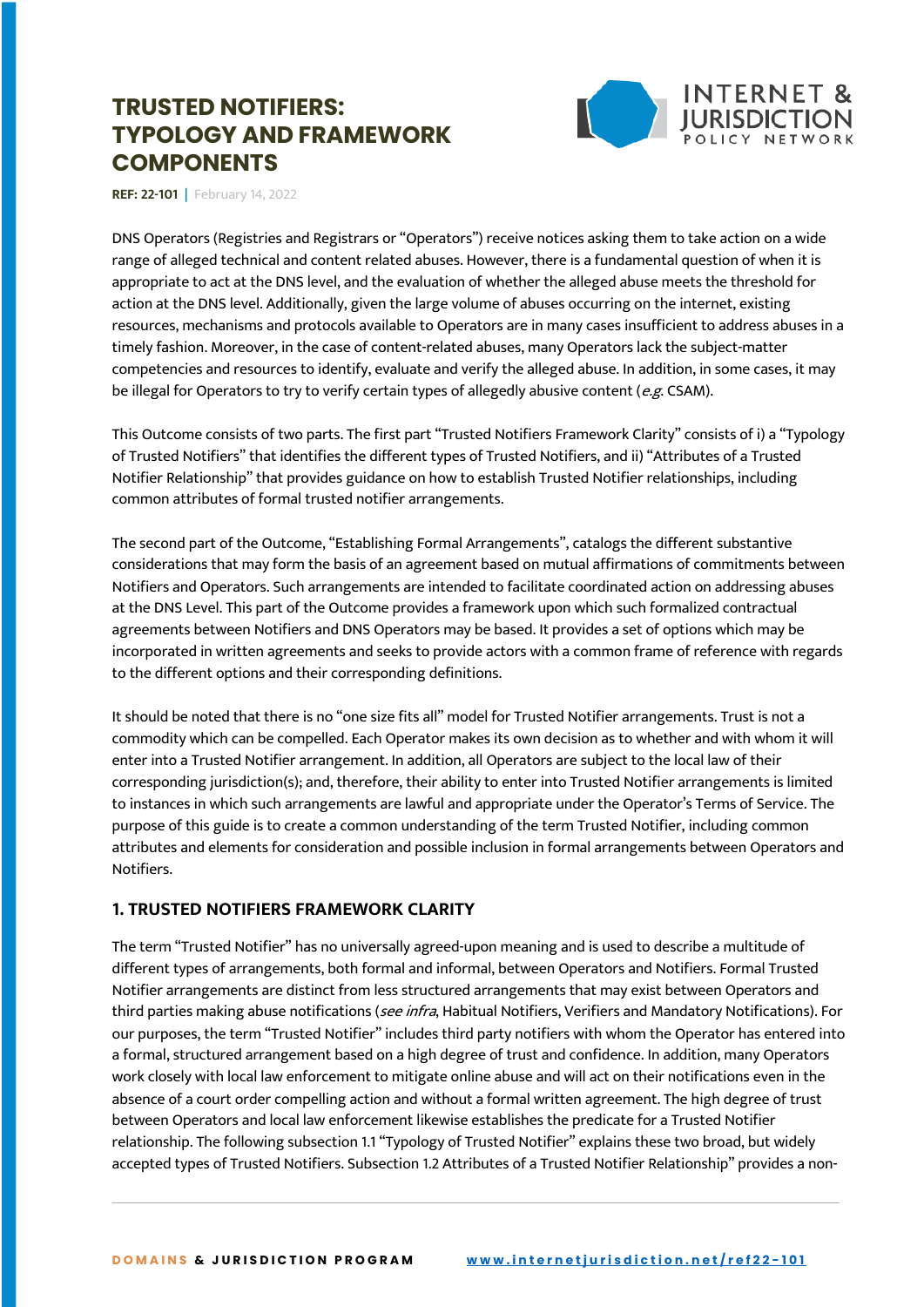# TRUSTED NOTIFIERS: TYPOLOGY AND FRAMEWORK COMPONENTS

**REF: 22-101** | February 14, 2022

DNS Operators (Registries and Registrars or "Operators") receive notices asking them to take action on a wide range of alleged technical and content related abuses. However, there is a fundamental question of when it is appropriate to act at the DNS level, and the evaluation of whether the alleged abuse meets the threshold for action at the DNS level. Additionally, given the large volume of abuses occurring on the internet, existing resources, mechanisms and protocols available to Operators are in many cases insufficient to address abuses in a timely fashion. Moreover, in the case of content-related abuses, many Operators lack the subject-matter competencies and resources to identify, evaluate and verify the alleged abuse. In addition, in some cases, it may be illegal for Operators to try to verify certain types of allegedly abusive content (*e.g.* CSAM).

This Outcome consists of two parts. The first part "Trusted Notifiers Framework Clarity" consists of i) a "Typology of Trusted Notifiers" that identifies the different types of Trusted Notifiers, and ii) "Attributes of a Trusted Notifier Relationship" that provides guidance on how to establish Trusted Notifier relationships, including common attributes of formal trusted notifier arrangements.

The second part of the Outcome, "Establishing Formal Arrangements", catalogs the different substantive considerations that may form the basis of an agreement based on mutual affirmations of commitments between Notifiers and Operators. Such arrangements are intended to facilitate coordinated action on addressing abuses at the DNS Level. This part of the Outcome provides a framework upon which such formalized contractual agreements between Notifiers and DNS Operators may be based. It provides a set of options which may be incorporated in written agreements and seeks to provide actors with a common frame of reference with regards to the different options and their corresponding definitions.

It should be noted that there is no "one size fits all" model for Trusted Notifier arrangements. Trust is not a commodity which can be compelled. Each Operator makes its own decision as to whether and with whom it will enter into a Trusted Notifier arrangement. In addition, all Operators are subject to the local law of their corresponding jurisdiction(s); and, therefore, their ability to enter into Trusted Notifier arrangements is limited to instances in which such arrangements are lawful and appropriate under the Operator's Terms of Service. The purpose of this guide is to create a common understanding of the term Trusted Notifier, including common attributes and elements for consideration and possible inclusion in formal arrangements between Operators and Notifiers.

## 1. TRUSTED NOTIFIERS FRAMEWORK CLARITY

The term "Trusted Notifier" has no universally agreed-upon meaning and is used to describe a multitude of different types of arrangements, both formal and informal, between Operators and Notifiers. Formal Trusted Notifier arrangements are distinct from less structured arrangements that may exist between Operators and third parties making abuse notifications (*see infra*, Habitual Notifiers, Verifiers and Mandatory Notifications). For our purposes, the term "Trusted Notifier" includes third party notifiers with whom the Operator has entered into a formal, structured arrangement based on a high degree of trust and confidence. In addition, many Operators work closely with local law enforcement to mitigate online abuse and will act on their notifications even in the absence of a court order compelling action and without a formal written agreement. The high degree of trust between Operators and local law enforcement likewise establishes the predicate for a Trusted Notifier relationship. The following subsection 1.1 "Typology of Trusted Notifier" explains these two broad, but widely accepted types of Trusted Notifiers. Subsection 1.2 Attributes of a Trusted Notifier Relationship" provides a non-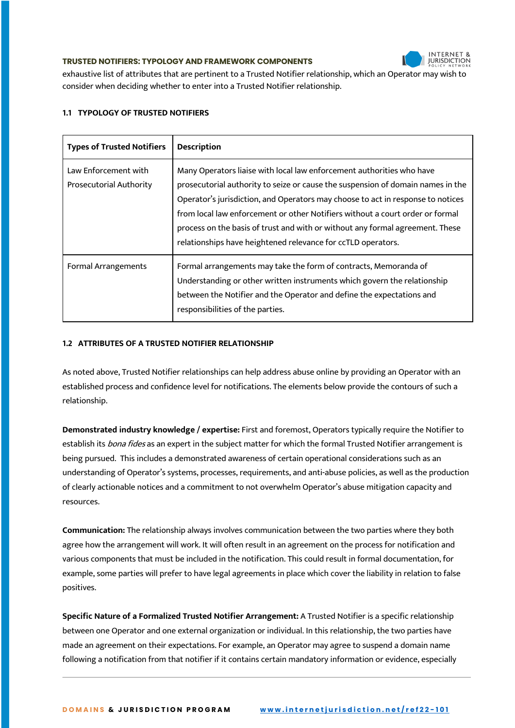exhaustive list of attributes that are pertinent to a Trusted Notifier relationship, which an Operator may wish to consider when deciding whether to enter into a Trusted Notifier relationship.

### 1.1 TYPOLOGY OF TRUSTED NOTIFIERS

| Types of Trusted Notifiers | Description |
| --- | --- |
| Law Enforcement with Prosecutorial Authority | Many Operators liaise with local law enforcement authorities who have prosecutorial authority to seize or cause the suspension of domain names in the Operator's jurisdiction, and Operators may choose to act in response to notices from local law enforcement or other Notifiers without a court order or formal process on the basis of trust and with or without any formal agreement. These relationships have heightened relevance for ccTLD operators. |
| Formal Arrangements | Formal arrangements may take the form of contracts, Memoranda of Understanding or other written instruments which govern the relationship between the Notifier and the Operator and define the expectations and responsibilities of the parties. |

### 1.2 ATTRIBUTES OF A TRUSTED NOTIFIER RELATIONSHIP

As noted above, Trusted Notifier relationships can help address abuse online by providing an Operator with an established process and confidence level for notifications. The elements below provide the contours of such a relationship.

**Demonstrated industry knowledge / expertise:** First and foremost, Operators typically require the Notifier to establish its *bona fides* as an expert in the subject matter for which the formal Trusted Notifier arrangement is being pursued. This includes a demonstrated awareness of certain operational considerations such as an understanding of Operator's systems, processes, requirements, and anti-abuse policies, as well as the production of clearly actionable notices and a commitment to not overwhelm Operator's abuse mitigation capacity and resources.

**Communication:** The relationship always involves communication between the two parties where they both agree how the arrangement will work. It will often result in an agreement on the process for notification and various components that must be included in the notification. This could result in formal documentation, for example, some parties will prefer to have legal agreements in place which cover the liability in relation to false positives.

**Specific Nature of a Formalized Trusted Notifier Arrangement:** A Trusted Notifier is a specific relationship between one Operator and one external organization or individual. In this relationship, the two parties have made an agreement on their expectations. For example, an Operator may agree to suspend a domain name following a notification from that notifier if it contains certain mandatory information or evidence, especially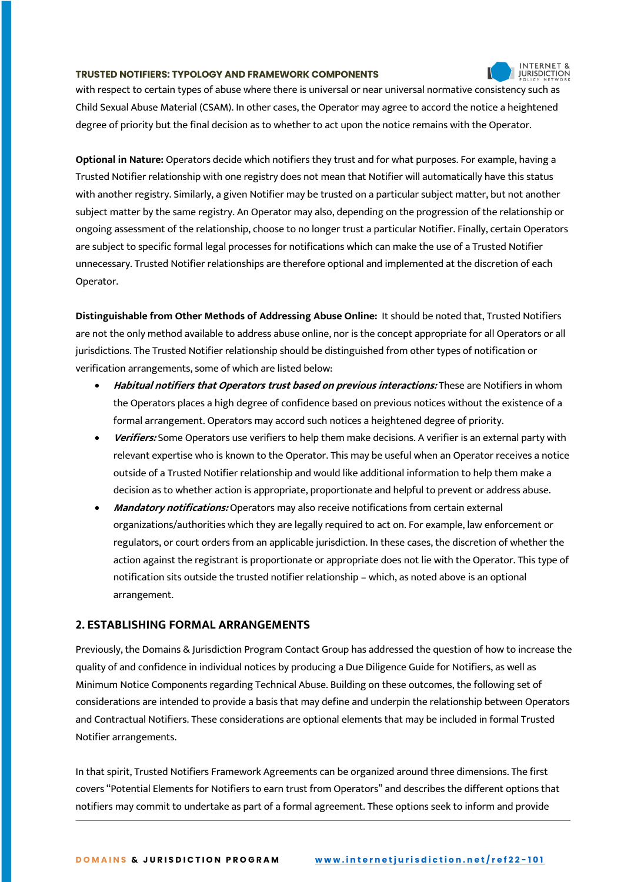with respect to certain types of abuse where there is universal or near universal normative consistency such as Child Sexual Abuse Material (CSAM). In other cases, the Operator may agree to accord the notice a heightened degree of priority but the final decision as to whether to act upon the notice remains with the Operator.

**Optional in Nature:** Operators decide which notifiers they trust and for what purposes. For example, having a Trusted Notifier relationship with one registry does not mean that Notifier will automatically have this status with another registry. Similarly, a given Notifier may be trusted on a particular subject matter, but not another subject matter by the same registry. An Operator may also, depending on the progression of the relationship or ongoing assessment of the relationship, choose to no longer trust a particular Notifier. Finally, certain Operators are subject to specific formal legal processes for notifications which can make the use of a Trusted Notifier unnecessary. Trusted Notifier relationships are therefore optional and implemented at the discretion of each Operator.

**Distinguishable from Other Methods of Addressing Abuse Online:** It should be noted that, Trusted Notifiers are not the only method available to address abuse online, nor is the concept appropriate for all Operators or all jurisdictions. The Trusted Notifier relationship should be distinguished from other types of notification or verification arrangements, some of which are listed below:

- ***Habitual notifiers that Operators trust based on previous interactions:*** These are Notifiers in whom the Operators places a high degree of confidence based on previous notices without the existence of a formal arrangement. Operators may accord such notices a heightened degree of priority.
- ***Verifiers:*** Some Operators use verifiers to help them make decisions. A verifier is an external party with relevant expertise who is known to the Operator. This may be useful when an Operator receives a notice outside of a Trusted Notifier relationship and would like additional information to help them make a decision as to whether action is appropriate, proportionate and helpful to prevent or address abuse.
- ***Mandatory notifications:*** Operators may also receive notifications from certain external organizations/authorities which they are legally required to act on. For example, law enforcement or regulators, or court orders from an applicable jurisdiction. In these cases, the discretion of whether the action against the registrant is proportionate or appropriate does not lie with the Operator. This type of notification sits outside the trusted notifier relationship – which, as noted above is an optional arrangement.

## 2. ESTABLISHING FORMAL ARRANGEMENTS

Previously, the Domains & Jurisdiction Program Contact Group has addressed the question of how to increase the quality of and confidence in individual notices by producing a Due Diligence Guide for Notifiers, as well as Minimum Notice Components regarding Technical Abuse. Building on these outcomes, the following set of considerations are intended to provide a basis that may define and underpin the relationship between Operators and Contractual Notifiers. These considerations are optional elements that may be included in formal Trusted Notifier arrangements.

In that spirit, Trusted Notifiers Framework Agreements can be organized around three dimensions. The first covers "Potential Elements for Notifiers to earn trust from Operators" and describes the different options that notifiers may commit to undertake as part of a formal agreement. These options seek to inform and provide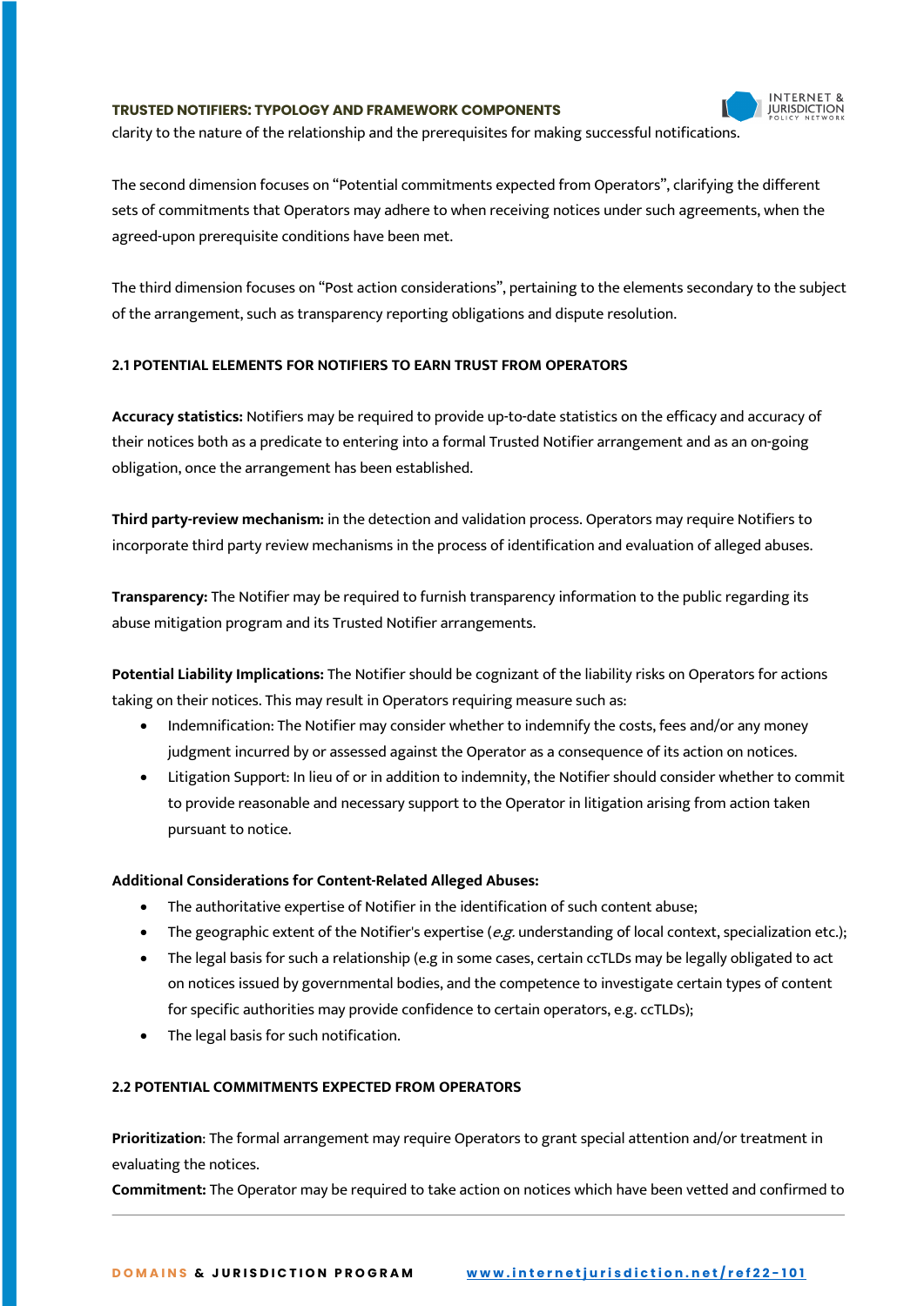clarity to the nature of the relationship and the prerequisites for making successful notifications.

The second dimension focuses on "Potential commitments expected from Operators", clarifying the different sets of commitments that Operators may adhere to when receiving notices under such agreements, when the agreed-upon prerequisite conditions have been met.

The third dimension focuses on "Post action considerations", pertaining to the elements secondary to the subject of the arrangement, such as transparency reporting obligations and dispute resolution.

### 2.1 POTENTIAL ELEMENTS FOR NOTIFIERS TO EARN TRUST FROM OPERATORS

**Accuracy statistics:** Notifiers may be required to provide up-to-date statistics on the efficacy and accuracy of their notices both as a predicate to entering into a formal Trusted Notifier arrangement and as an on-going obligation, once the arrangement has been established.

**Third party-review mechanism:** in the detection and validation process. Operators may require Notifiers to incorporate third party review mechanisms in the process of identification and evaluation of alleged abuses.

**Transparency:** The Notifier may be required to furnish transparency information to the public regarding its abuse mitigation program and its Trusted Notifier arrangements.

**Potential Liability Implications:** The Notifier should be cognizant of the liability risks on Operators for actions taking on their notices. This may result in Operators requiring measure such as:

- Indemnification: The Notifier may consider whether to indemnify the costs, fees and/or any money judgment incurred by or assessed against the Operator as a consequence of its action on notices.
- Litigation Support: In lieu of or in addition to indemnity, the Notifier should consider whether to commit to provide reasonable and necessary support to the Operator in litigation arising from action taken pursuant to notice.

**Additional Considerations for Content-Related Alleged Abuses:**

- The authoritative expertise of Notifier in the identification of such content abuse;
- The geographic extent of the Notifier's expertise (*e.g.* understanding of local context, specialization etc.);
- The legal basis for such a relationship (e.g in some cases, certain ccTLDs may be legally obligated to act on notices issued by governmental bodies, and the competence to investigate certain types of content for specific authorities may provide confidence to certain operators, e.g. ccTLDs);
- The legal basis for such notification.

### 2.2 POTENTIAL COMMITMENTS EXPECTED FROM OPERATORS

**Prioritization**: The formal arrangement may require Operators to grant special attention and/or treatment in evaluating the notices.

**Commitment:** The Operator may be required to take action on notices which have been vetted and confirmed to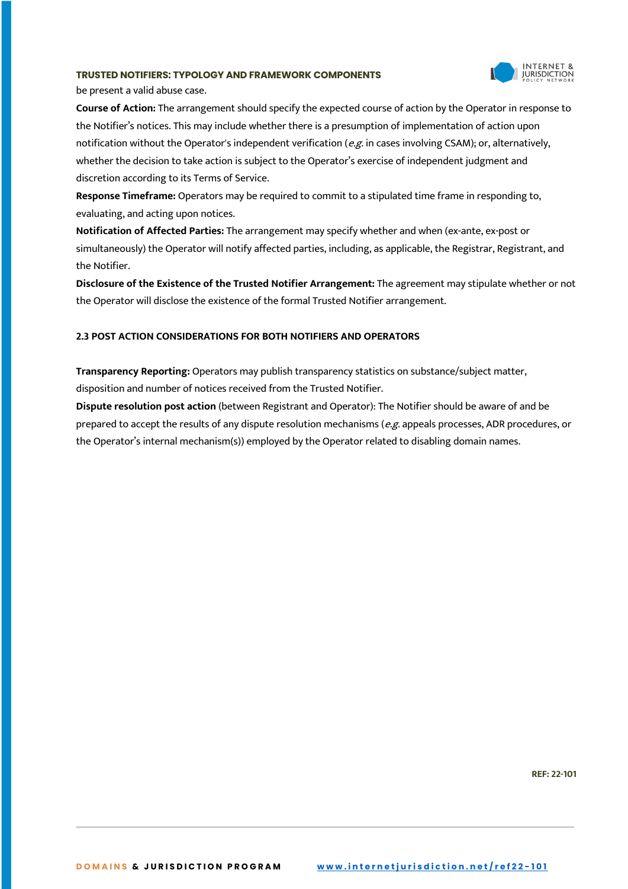be present a valid abuse case.

**Course of Action:** The arrangement should specify the expected course of action by the Operator in response to the Notifier's notices. This may include whether there is a presumption of implementation of action upon notification without the Operator's independent verification (*e.g.* in cases involving CSAM); or, alternatively, whether the decision to take action is subject to the Operator's exercise of independent judgment and discretion according to its Terms of Service.

**Response Timeframe:** Operators may be required to commit to a stipulated time frame in responding to, evaluating, and acting upon notices.

**Notification of Affected Parties:** The arrangement may specify whether and when (ex-ante, ex-post or simultaneously) the Operator will notify affected parties, including, as applicable, the Registrar, Registrant, and the Notifier.

**Disclosure of the Existence of the Trusted Notifier Arrangement:** The agreement may stipulate whether or not the Operator will disclose the existence of the formal Trusted Notifier arrangement.

### 2.3 POST ACTION CONSIDERATIONS FOR BOTH NOTIFIERS AND OPERATORS

**Transparency Reporting:** Operators may publish transparency statistics on substance/subject matter, disposition and number of notices received from the Trusted Notifier.

**Dispute resolution post action** (between Registrant and Operator): The Notifier should be aware of and be prepared to accept the results of any dispute resolution mechanisms (*e.g.* appeals processes, ADR procedures, or the Operator's internal mechanism(s)) employed by the Operator related to disabling domain names.

REF: 22-101